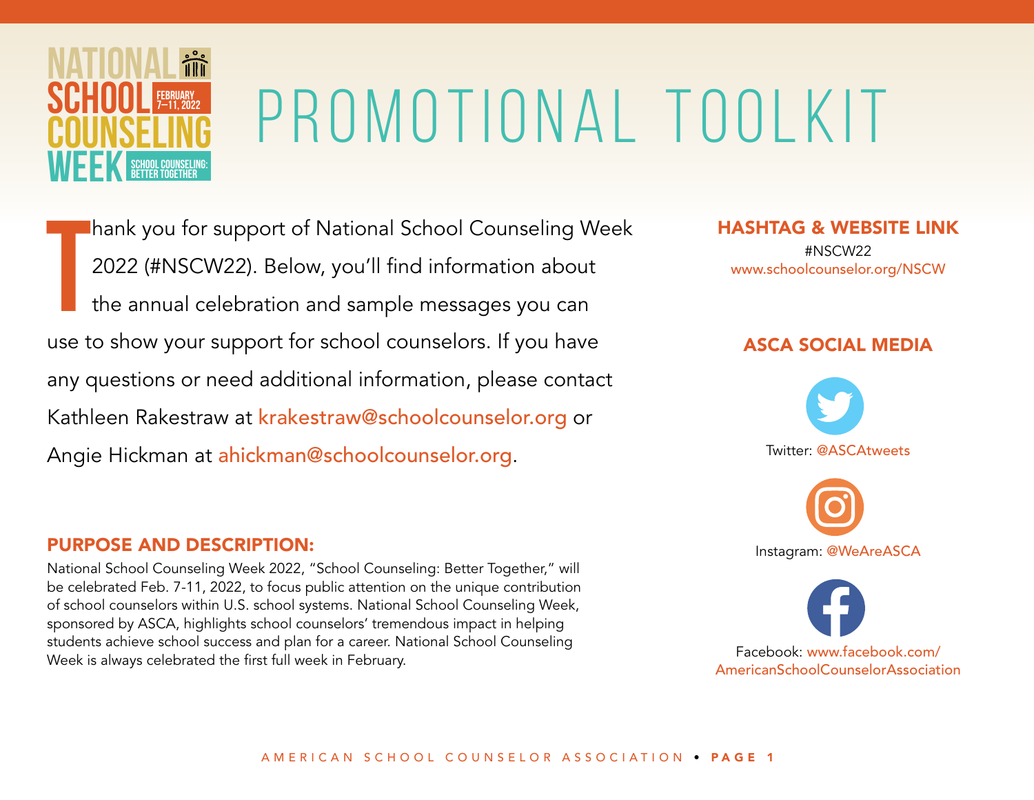NATIONAL SCHOOL COUNSELING WEEK

FEBRUARY 7–11, 2022

SCHOOL COUNSELING: BETTER TOGETHER

# PROMOTIONAL TOOLKIT

Thank you for support of National School Counseling Week 2022 (#NSCW22). Below, you'll find information about the annual celebration and sample messages you can use to show your support for school counselors. If you have any questions or need additional information, please contact Kathleen Rakestraw at krakestraw@schoolcounselor.org or Angie Hickman at ahickman@schoolcounselor.org.

## PURPOSE AND DESCRIPTION:

National School Counseling Week 2022, "School Counseling: Better Together," will be celebrated Feb. 7-11, 2022, to focus public attention on the unique contribution of school counselors within U.S. school systems. National School Counseling Week, sponsored by ASCA, highlights school counselors' tremendous impact in helping students achieve school success and plan for a career. National School Counseling Week is always celebrated the first full week in February.

## HASHTAG & WEBSITE LINK

#NSCW22

www.schoolcounselor.org/NSCW

## ASCA SOCIAL MEDIA

Twitter: @ASCAtweets

Instagram: @WeAreASCA

Facebook: www.facebook.com/AmericanSchoolCounselorAssociation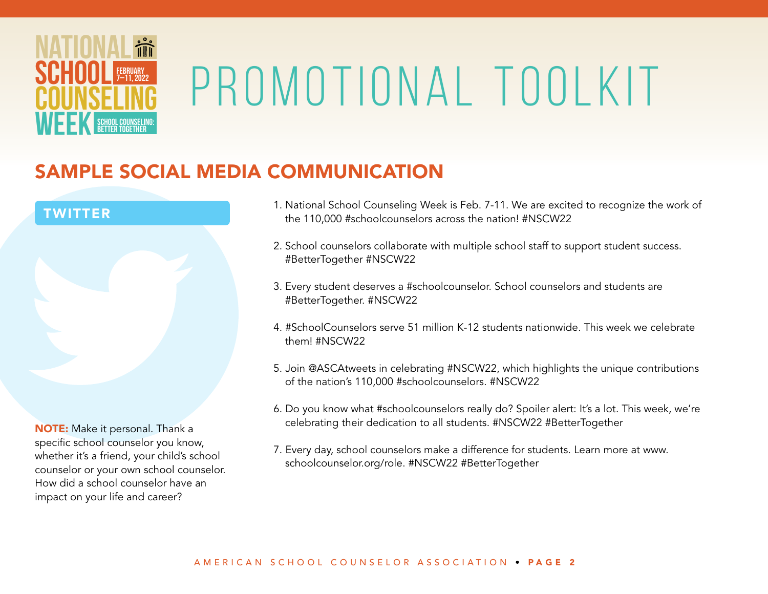# PROMOTIONAL TOOLKIT

## SAMPLE SOCIAL MEDIA COMMUNICATION

### TWITTER

1. National School Counseling Week is Feb. 7-11. We are excited to recognize the work of the 110,000 #schoolcounselors across the nation! #NSCW22
2. School counselors collaborate with multiple school staff to support student success. #BetterTogether #NSCW22
3. Every student deserves a #schoolcounselor. School counselors and students are #BetterTogether. #NSCW22
4. #SchoolCounselors serve 51 million K-12 students nationwide. This week we celebrate them! #NSCW22
5. Join @ASCAtweets in celebrating #NSCW22, which highlights the unique contributions of the nation's 110,000 #schoolcounselors. #NSCW22
6. Do you know what #schoolcounselors really do? Spoiler alert: It's a lot. This week, we're celebrating their dedication to all students. #NSCW22 #BetterTogether
7. Every day, school counselors make a difference for students. Learn more at www.schoolcounselor.org/role. #NSCW22 #BetterTogether

**NOTE:** Make it personal. Thank a specific school counselor you know, whether it's a friend, your child's school counselor or your own school counselor. How did a school counselor have an impact on your life and career?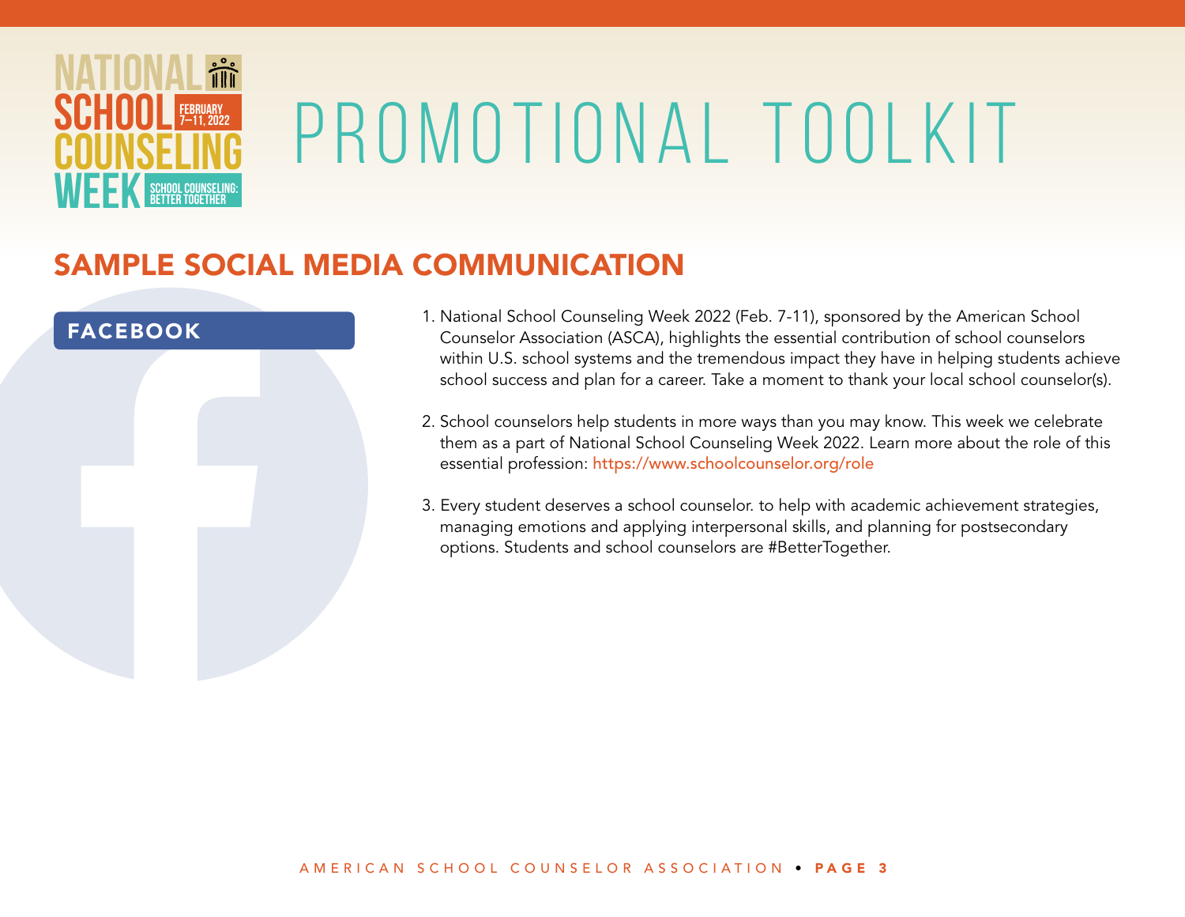# PROMOTIONAL TOOLKIT

## SAMPLE SOCIAL MEDIA COMMUNICATION

### FACEBOOK

1. National School Counseling Week 2022 (Feb. 7-11), sponsored by the American School Counselor Association (ASCA), highlights the essential contribution of school counselors within U.S. school systems and the tremendous impact they have in helping students achieve school success and plan for a career. Take a moment to thank your local school counselor(s).

2. School counselors help students in more ways than you may know. This week we celebrate them as a part of National School Counseling Week 2022. Learn more about the role of this essential profession: https://www.schoolcounselor.org/role

3. Every student deserves a school counselor. to help with academic achievement strategies, managing emotions and applying interpersonal skills, and planning for postsecondary options. Students and school counselors are #BetterTogether.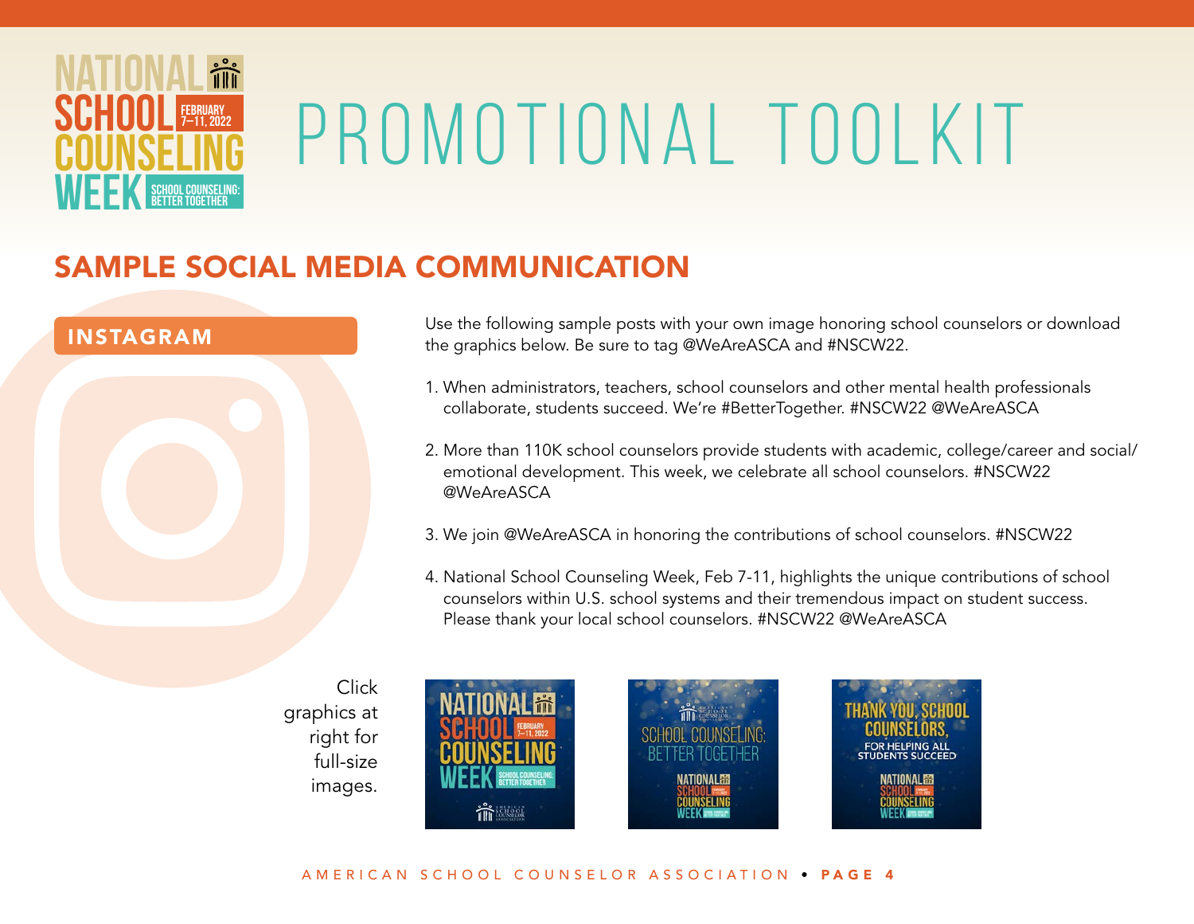# PROMOTIONAL TOOLKIT

## SAMPLE SOCIAL MEDIA COMMUNICATION

### INSTAGRAM

Use the following sample posts with your own image honoring school counselors or download the graphics below. Be sure to tag @WeAreASCA and #NSCW22.

1. When administrators, teachers, school counselors and other mental health professionals collaborate, students succeed. We're #BetterTogether. #NSCW22 @WeAreASCA

2. More than 110K school counselors provide students with academic, college/career and social/emotional development. This week, we celebrate all school counselors. #NSCW22 @WeAreASCA

3. We join @WeAreASCA in honoring the contributions of school counselors. #NSCW22

4. National School Counseling Week, Feb 7-11, highlights the unique contributions of school counselors within U.S. school systems and their tremendous impact on student success. Please thank your local school counselors. #NSCW22 @WeAreASCA

Click graphics at right for full-size images.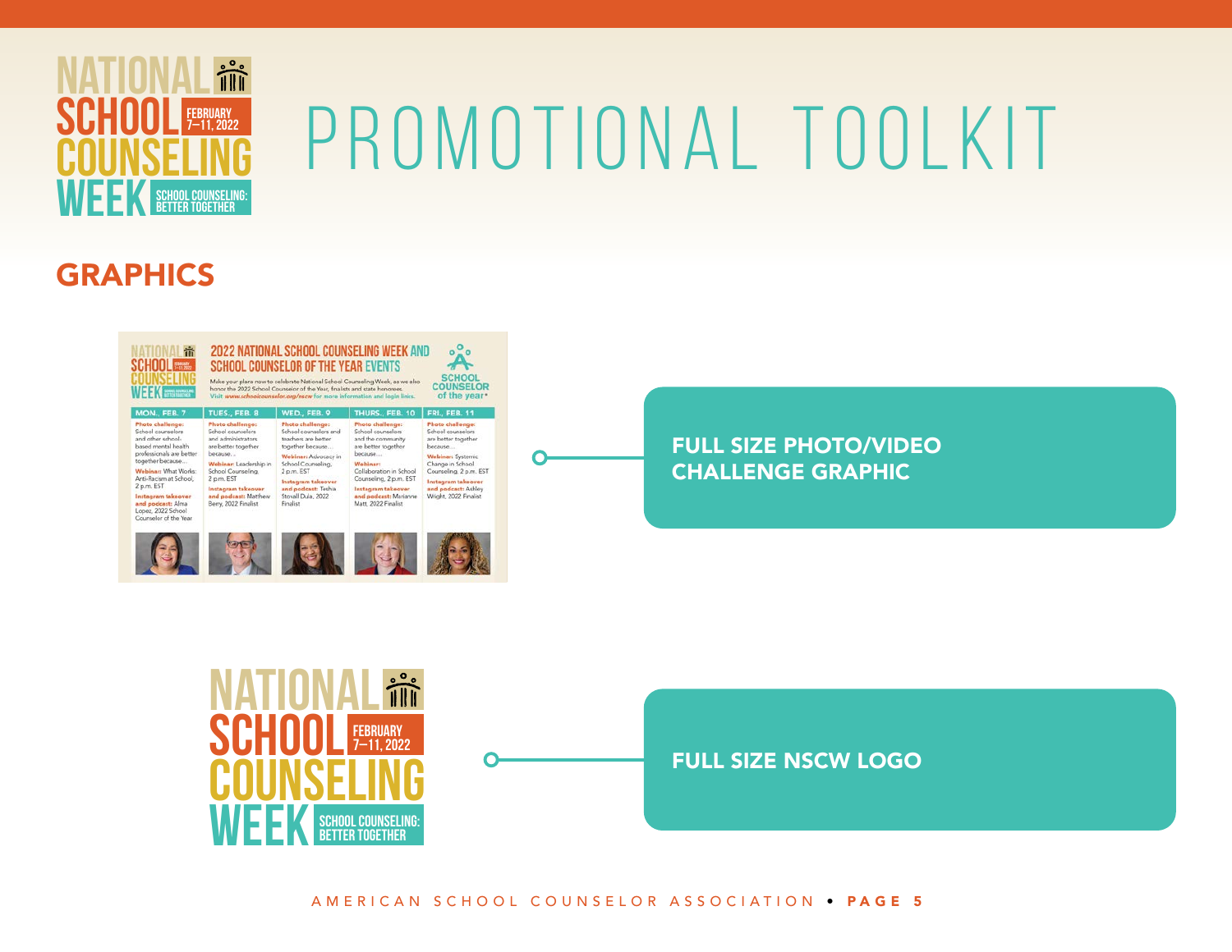# PROMOTIONAL TOOLKIT

## GRAPHICS

**FULL SIZE PHOTO/VIDEO CHALLENGE GRAPHIC**

**FULL SIZE NSCW LOGO**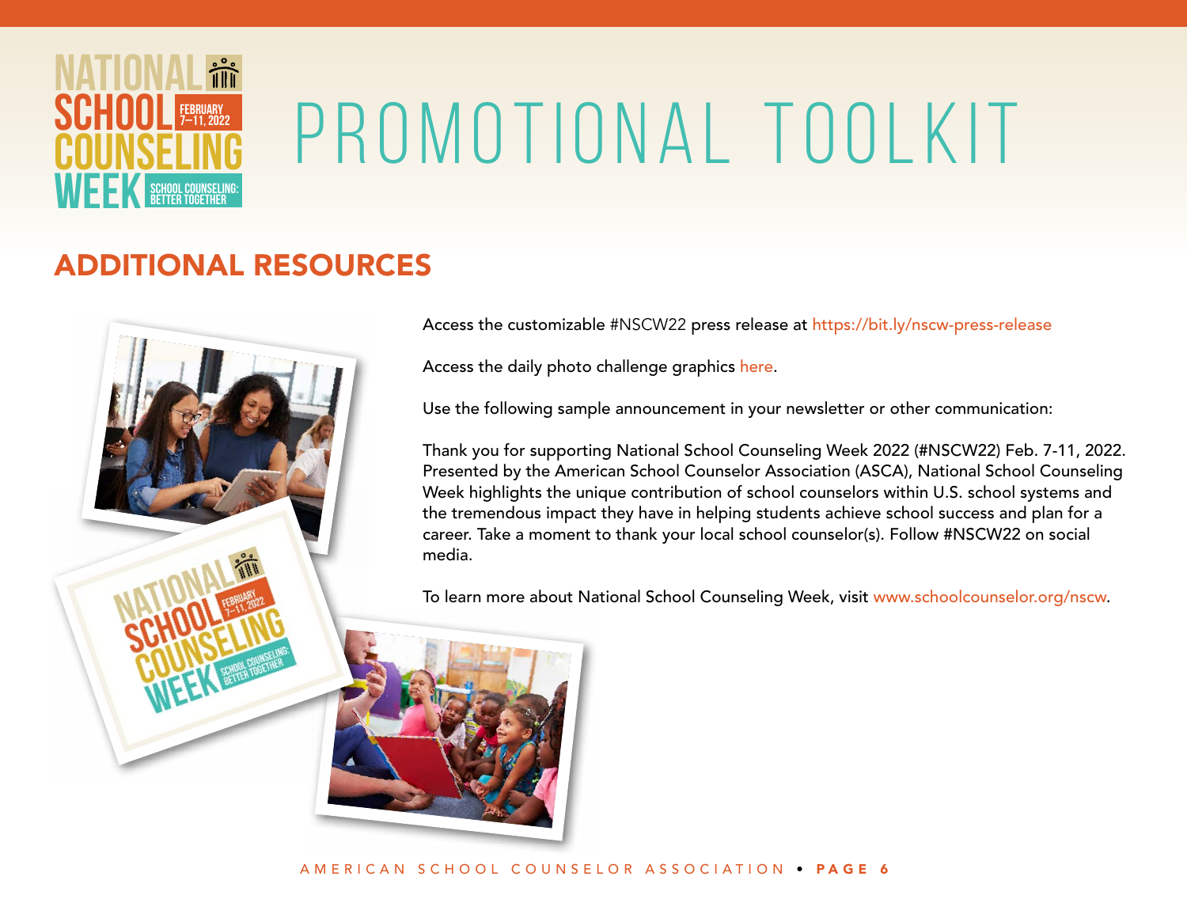# PROMOTIONAL TOOLKIT

## ADDITIONAL RESOURCES

Access the customizable #NSCW22 press release at https://bit.ly/nscw-press-release

Access the daily photo challenge graphics here.

Use the following sample announcement in your newsletter or other communication:

Thank you for supporting National School Counseling Week 2022 (#NSCW22) Feb. 7-11, 2022. Presented by the American School Counselor Association (ASCA), National School Counseling Week highlights the unique contribution of school counselors within U.S. school systems and the tremendous impact they have in helping students achieve school success and plan for a career. Take a moment to thank your local school counselor(s). Follow #NSCW22 on social media.

To learn more about National School Counseling Week, visit www.schoolcounselor.org/nscw.